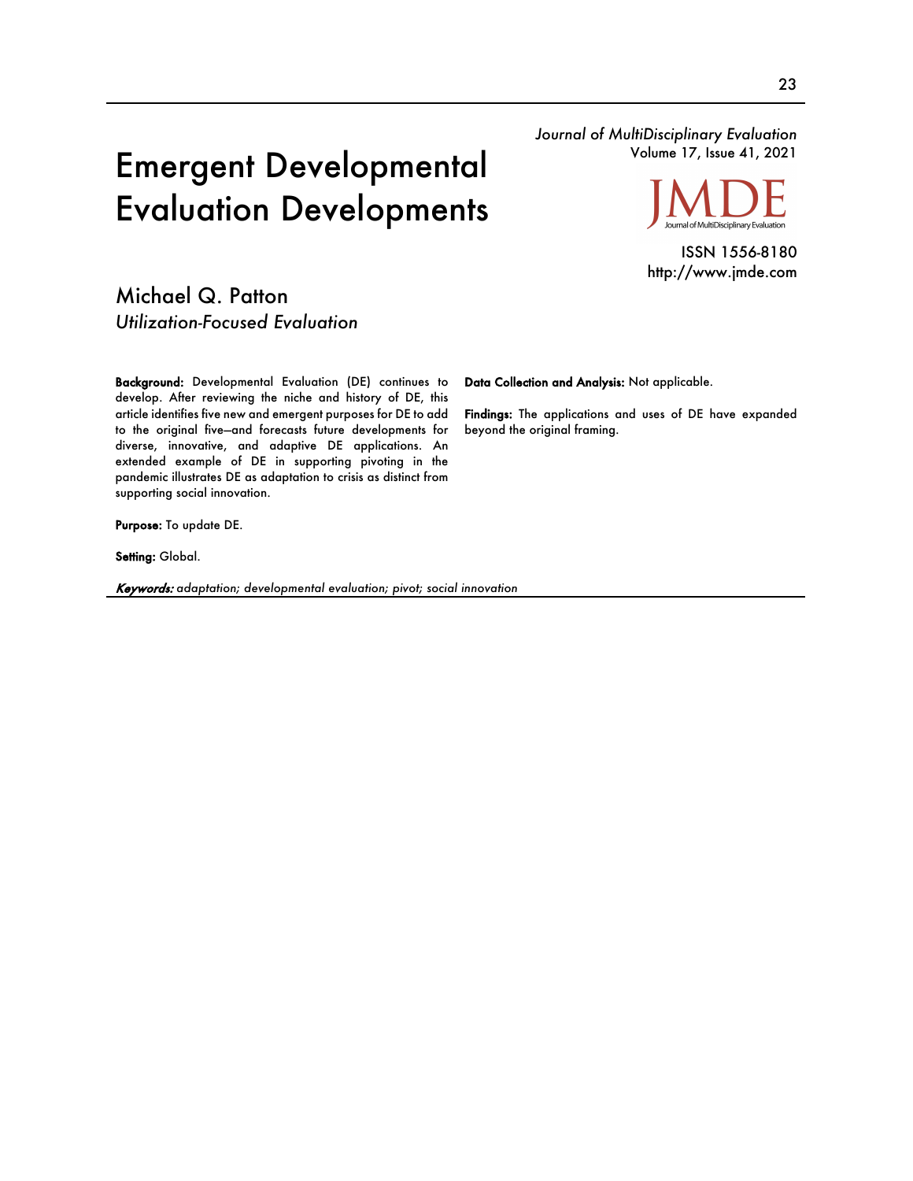# Emergent Developmental Evaluation Developments

Michael Q. Patton
*Utilization-Focused Evaluation*

*Journal of MultiDisciplinary Evaluation*
Volume 17, Issue 41, 2021

ISSN 1556-8180
http://www.jmde.com

**Background:** Developmental Evaluation (DE) continues to develop. After reviewing the niche and history of DE, this article identifies five new and emergent purposes for DE to add to the original five—and forecasts future developments for diverse, innovative, and adaptive DE applications. An extended example of DE in supporting pivoting in the pandemic illustrates DE as adaptation to crisis as distinct from supporting social innovation.

**Purpose:** To update DE.

**Setting:** Global.

**Data Collection and Analysis:** Not applicable.

**Findings:** The applications and uses of DE have expanded beyond the original framing.

***Keywords:*** *adaptation; developmental evaluation; pivot; social innovation*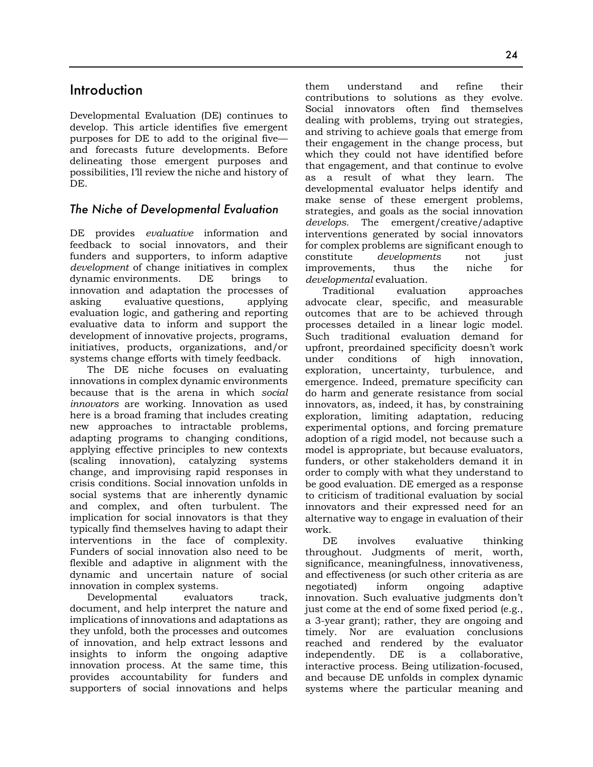## Introduction

Developmental Evaluation (DE) continues to develop. This article identifies five emergent purposes for DE to add to the original five—and forecasts future developments. Before delineating those emergent purposes and possibilities, I'll review the niche and history of DE.

### *The Niche of Developmental Evaluation*

DE provides *evaluative* information and feedback to social innovators, and their funders and supporters, to inform adaptive *development* of change initiatives in complex dynamic environments. DE brings to innovation and adaptation the processes of asking evaluative questions, applying evaluation logic, and gathering and reporting evaluative data to inform and support the development of innovative projects, programs, initiatives, products, organizations, and/or systems change efforts with timely feedback.

The DE niche focuses on evaluating innovations in complex dynamic environments because that is the arena in which *social innovators* are working. Innovation as used here is a broad framing that includes creating new approaches to intractable problems, adapting programs to changing conditions, applying effective principles to new contexts (scaling innovation), catalyzing systems change, and improvising rapid responses in crisis conditions. Social innovation unfolds in social systems that are inherently dynamic and complex, and often turbulent. The implication for social innovators is that they typically find themselves having to adapt their interventions in the face of complexity. Funders of social innovation also need to be flexible and adaptive in alignment with the dynamic and uncertain nature of social innovation in complex systems.

Developmental evaluators track, document, and help interpret the nature and implications of innovations and adaptations as they unfold, both the processes and outcomes of innovation, and help extract lessons and insights to inform the ongoing adaptive innovation process. At the same time, this provides accountability for funders and supporters of social innovations and helps them understand and refine their contributions to solutions as they evolve. Social innovators often find themselves dealing with problems, trying out strategies, and striving to achieve goals that emerge from their engagement in the change process, but which they could not have identified before that engagement, and that continue to evolve as a result of what they learn. The developmental evaluator helps identify and make sense of these emergent problems, strategies, and goals as the social innovation *develops.* The emergent/creative/adaptive interventions generated by social innovators for complex problems are significant enough to constitute *developments* not just improvements, thus the niche for *developmental* evaluation.

Traditional evaluation approaches advocate clear, specific, and measurable outcomes that are to be achieved through processes detailed in a linear logic model. Such traditional evaluation demand for upfront, preordained specificity doesn't work under conditions of high innovation, exploration, uncertainty, turbulence, and emergence. Indeed, premature specificity can do harm and generate resistance from social innovators, as, indeed, it has, by constraining exploration, limiting adaptation, reducing experimental options, and forcing premature adoption of a rigid model, not because such a model is appropriate, but because evaluators, funders, or other stakeholders demand it in order to comply with what they understand to be good evaluation. DE emerged as a response to criticism of traditional evaluation by social innovators and their expressed need for an alternative way to engage in evaluation of their work.

DE involves evaluative thinking throughout. Judgments of merit, worth, significance, meaningfulness, innovativeness, and effectiveness (or such other criteria as are negotiated) inform ongoing adaptive innovation. Such evaluative judgments don't just come at the end of some fixed period (e.g., a 3-year grant); rather, they are ongoing and timely. Nor are evaluation conclusions reached and rendered by the evaluator independently. DE is a collaborative, interactive process. Being utilization-focused, and because DE unfolds in complex dynamic systems where the particular meaning and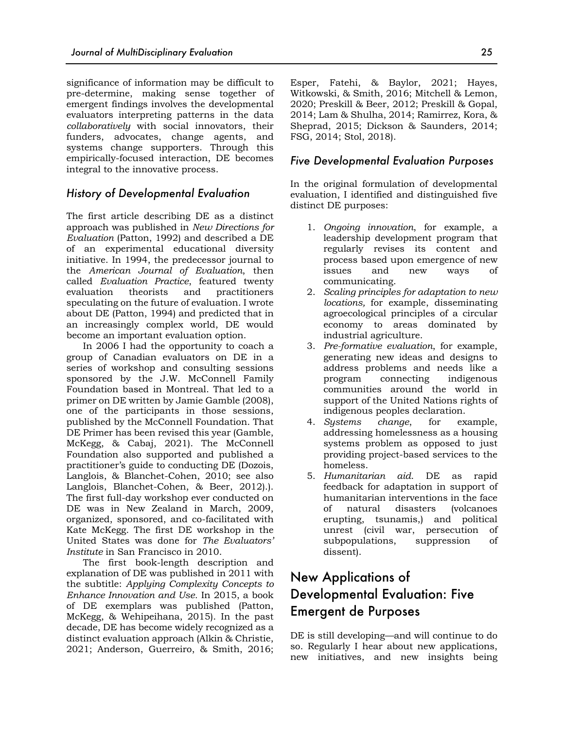significance of information may be difficult to pre-determine, making sense together of emergent findings involves the developmental evaluators interpreting patterns in the data *collaboratively* with social innovators, their funders, advocates, change agents, and systems change supporters. Through this empirically-focused interaction, DE becomes integral to the innovative process.

### History of Developmental Evaluation

The first article describing DE as a distinct approach was published in *New Directions for Evaluation* (Patton, 1992) and described a DE of an experimental educational diversity initiative. In 1994, the predecessor journal to the *American Journal of Evaluation*, then called *Evaluation Practice*, featured twenty evaluation theorists and practitioners speculating on the future of evaluation. I wrote about DE (Patton, 1994) and predicted that in an increasingly complex world, DE would become an important evaluation option.

In 2006 I had the opportunity to coach a group of Canadian evaluators on DE in a series of workshop and consulting sessions sponsored by the J.W. McConnell Family Foundation based in Montreal. That led to a primer on DE written by Jamie Gamble (2008), one of the participants in those sessions, published by the McConnell Foundation. That DE Primer has been revised this year (Gamble, McKegg, & Cabaj, 2021). The McConnell Foundation also supported and published a practitioner's guide to conducting DE (Dozois, Langlois, & Blanchet-Cohen, 2010; see also Langlois, Blanchet-Cohen, & Beer, 2012).). The first full-day workshop ever conducted on DE was in New Zealand in March, 2009, organized, sponsored, and co-facilitated with Kate McKegg. The first DE workshop in the United States was done for *The Evaluators' Institute* in San Francisco in 2010.

The first book-length description and explanation of DE was published in 2011 with the subtitle: *Applying Complexity Concepts to Enhance Innovation and Use.* In 2015, a book of DE exemplars was published (Patton, McKegg, & Wehipeihana, 2015). In the past decade, DE has become widely recognized as a distinct evaluation approach (Alkin & Christie, 2021; Anderson, Guerreiro, & Smith, 2016; Esper, Fatehi, & Baylor, 2021; Hayes, Witkowski, & Smith, 2016; Mitchell & Lemon, 2020; Preskill & Beer, 2012; Preskill & Gopal, 2014; Lam & Shulha, 2014; Ramirrez, Kora, & Sheprad, 2015; Dickson & Saunders, 2014; FSG, 2014; Stol, 2018).

### Five Developmental Evaluation Purposes

In the original formulation of developmental evaluation, I identified and distinguished five distinct DE purposes:

1. *Ongoing innovation*, for example, a leadership development program that regularly revises its content and process based upon emergence of new issues and new ways of communicating.
2. *Scaling principles for adaptation to new locations,* for example, disseminating agroecological principles of a circular economy to areas dominated by industrial agriculture.
3. *Pre-formative evaluation*, for example, generating new ideas and designs to address problems and needs like a program connecting indigenous communities around the world in support of the United Nations rights of indigenous peoples declaration.
4. *Systems change*, for example, addressing homelessness as a housing systems problem as opposed to just providing project-based services to the homeless.
5. *Humanitarian aid*. DE as rapid feedback for adaptation in support of humanitarian interventions in the face of natural disasters (volcanoes erupting, tsunamis,) and political unrest (civil war, persecution of subpopulations, suppression of dissent).

## New Applications of Developmental Evaluation: Five Emergent de Purposes

DE is still developing—and will continue to do so. Regularly I hear about new applications, new initiatives, and new insights being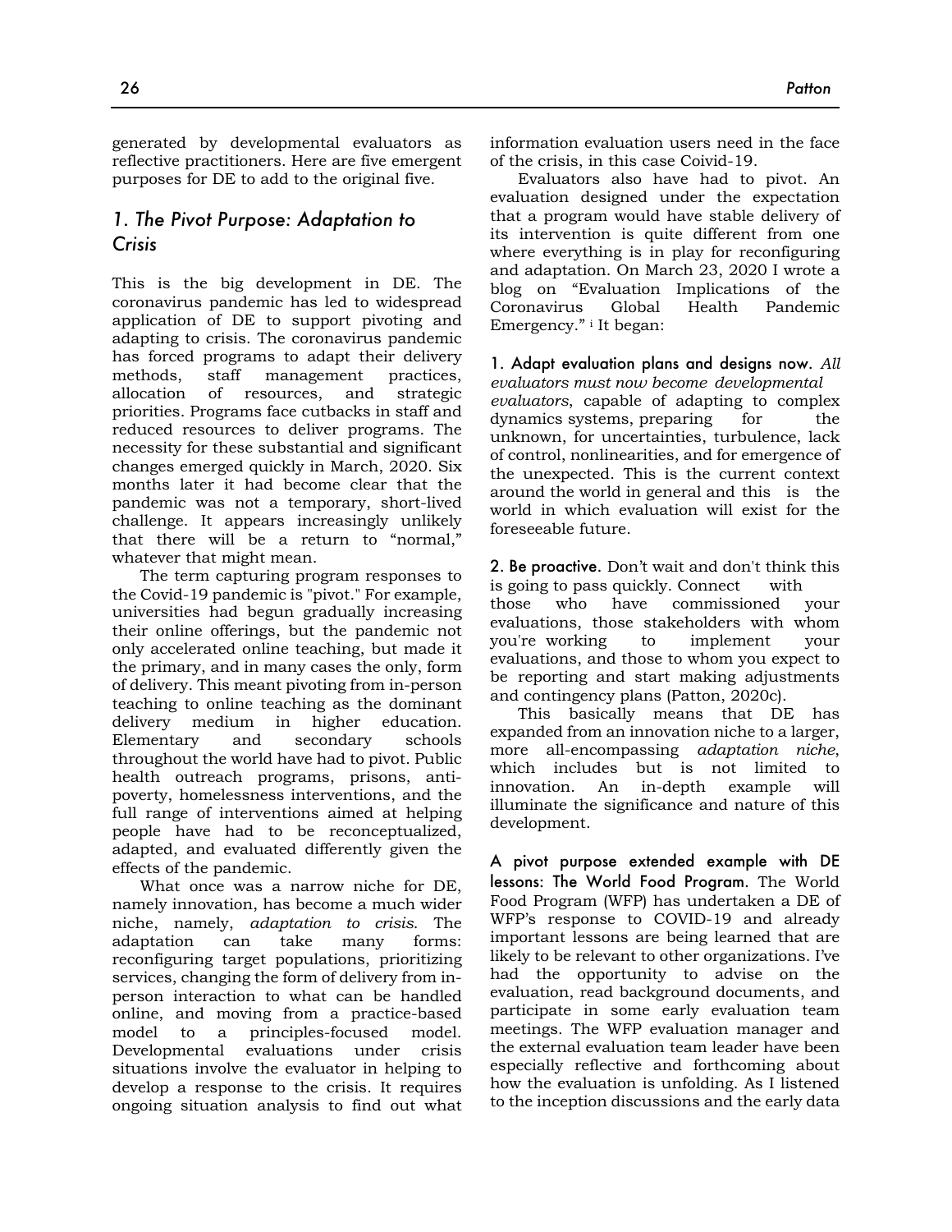generated by developmental evaluators as reflective practitioners. Here are five emergent purposes for DE to add to the original five.

## 1. The Pivot Purpose: Adaptation to Crisis

This is the big development in DE. The coronavirus pandemic has led to widespread application of DE to support pivoting and adapting to crisis. The coronavirus pandemic has forced programs to adapt their delivery methods, staff management practices, allocation of resources, and strategic priorities. Programs face cutbacks in staff and reduced resources to deliver programs. The necessity for these substantial and significant changes emerged quickly in March, 2020. Six months later it had become clear that the pandemic was not a temporary, short-lived challenge. It appears increasingly unlikely that there will be a return to "normal," whatever that might mean.

The term capturing program responses to the Covid-19 pandemic is "pivot." For example, universities had begun gradually increasing their online offerings, but the pandemic not only accelerated online teaching, but made it the primary, and in many cases the only, form of delivery. This meant pivoting from in-person teaching to online teaching as the dominant delivery medium in higher education. Elementary and secondary schools throughout the world have had to pivot. Public health outreach programs, prisons, anti-poverty, homelessness interventions, and the full range of interventions aimed at helping people have had to be reconceptualized, adapted, and evaluated differently given the effects of the pandemic.

What once was a narrow niche for DE, namely innovation, has become a much wider niche, namely, *adaptation to crisis*. The adaptation can take many forms: reconfiguring target populations, prioritizing services, changing the form of delivery from in-person interaction to what can be handled online, and moving from a practice-based model to a principles-focused model. Developmental evaluations under crisis situations involve the evaluator in helping to develop a response to the crisis. It requires ongoing situation analysis to find out what information evaluation users need in the face of the crisis, in this case Coivid-19.

Evaluators also have had to pivot. An evaluation designed under the expectation that a program would have stable delivery of its intervention is quite different from one where everything is in play for reconfiguring and adaptation. On March 23, 2020 I wrote a blog on "Evaluation Implications of the Coronavirus Global Health Pandemic Emergency." [i] It began:

**1. Adapt evaluation plans and designs now.** *All evaluators must now become developmental evaluators*, capable of adapting to complex dynamics systems, preparing for the unknown, for uncertainties, turbulence, lack of control, nonlinearities, and for emergence of the unexpected. This is the current context around the world in general and this is the world in which evaluation will exist for the foreseeable future.

**2. Be proactive.** Don't wait and don't think this is going to pass quickly. Connect with those who have commissioned your evaluations, those stakeholders with whom you're working to implement your evaluations, and those to whom you expect to be reporting and start making adjustments and contingency plans (Patton, 2020c).

This basically means that DE has expanded from an innovation niche to a larger, more all-encompassing *adaptation niche*, which includes but is not limited to innovation. An in-depth example will illuminate the significance and nature of this development.

**A pivot purpose extended example with DE lessons: The World Food Program.** The World Food Program (WFP) has undertaken a DE of WFP's response to COVID-19 and already important lessons are being learned that are likely to be relevant to other organizations. I've had the opportunity to advise on the evaluation, read background documents, and participate in some early evaluation team meetings. The WFP evaluation manager and the external evaluation team leader have been especially reflective and forthcoming about how the evaluation is unfolding. As I listened to the inception discussions and the early data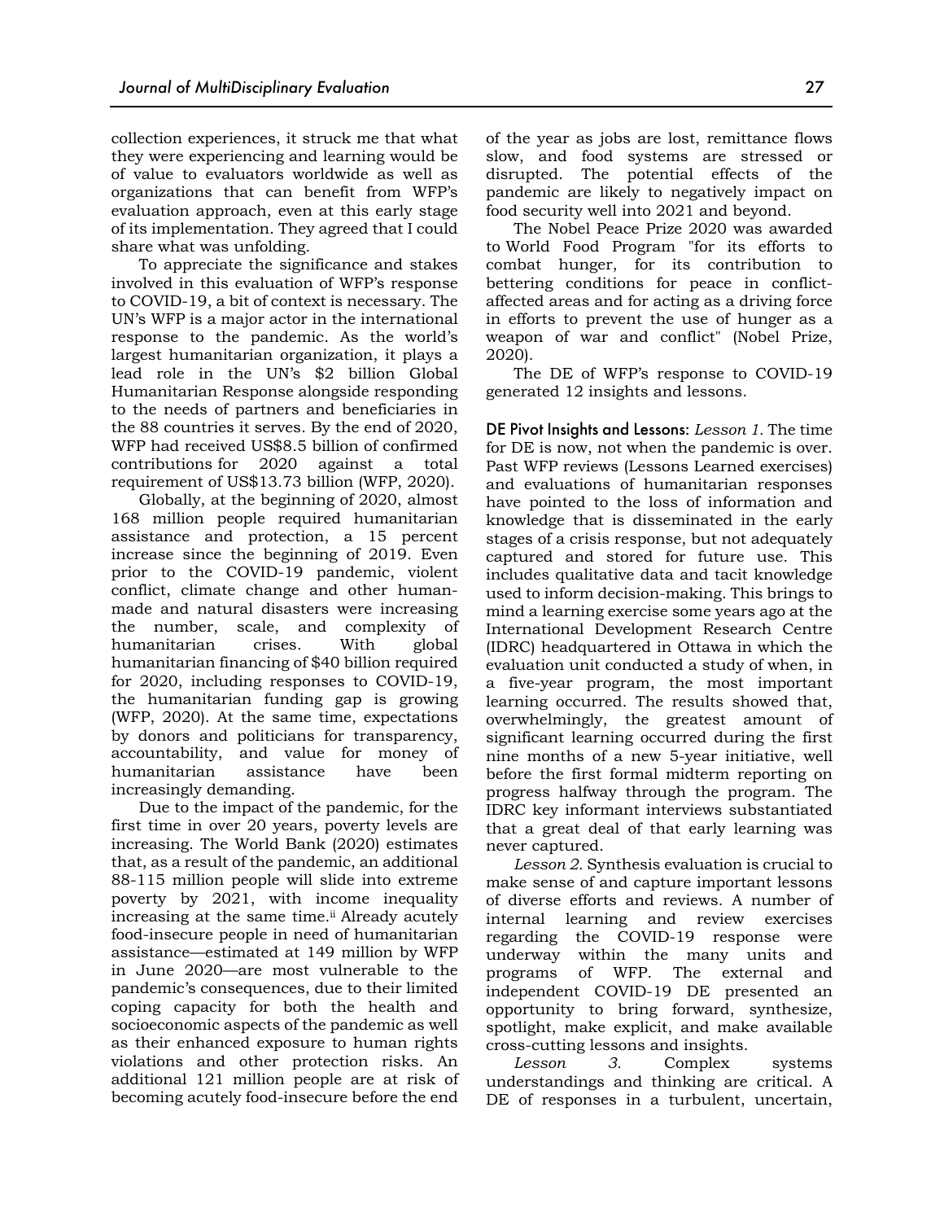collection experiences, it struck me that what they were experiencing and learning would be of value to evaluators worldwide as well as organizations that can benefit from WFP's evaluation approach, even at this early stage of its implementation. They agreed that I could share what was unfolding.

To appreciate the significance and stakes involved in this evaluation of WFP's response to COVID-19, a bit of context is necessary. The UN's WFP is a major actor in the international response to the pandemic. As the world's largest humanitarian organization, it plays a lead role in the UN's $2 billion Global Humanitarian Response alongside responding to the needs of partners and beneficiaries in the 88 countries it serves. By the end of 2020, WFP had received US$8.5 billion of confirmed contributions for 2020 against a total requirement of US$13.73 billion (WFP, 2020).

Globally, at the beginning of 2020, almost 168 million people required humanitarian assistance and protection, a 15 percent increase since the beginning of 2019. Even prior to the COVID-19 pandemic, violent conflict, climate change and other human-made and natural disasters were increasing the number, scale, and complexity of humanitarian crises. With global humanitarian financing of $40 billion required for 2020, including responses to COVID-19, the humanitarian funding gap is growing (WFP, 2020). At the same time, expectations by donors and politicians for transparency, accountability, and value for money of humanitarian assistance have been increasingly demanding.

Due to the impact of the pandemic, for the first time in over 20 years, poverty levels are increasing. The World Bank (2020) estimates that, as a result of the pandemic, an additional 88-115 million people will slide into extreme poverty by 2021, with income inequality increasing at the same time.[ii] Already acutely food-insecure people in need of humanitarian assistance—estimated at 149 million by WFP in June 2020—are most vulnerable to the pandemic's consequences, due to their limited coping capacity for both the health and socioeconomic aspects of the pandemic as well as their enhanced exposure to human rights violations and other protection risks. An additional 121 million people are at risk of becoming acutely food-insecure before the end of the year as jobs are lost, remittance flows slow, and food systems are stressed or disrupted. The potential effects of the pandemic are likely to negatively impact on food security well into 2021 and beyond.

The Nobel Peace Prize 2020 was awarded to World Food Program "for its efforts to combat hunger, for its contribution to bettering conditions for peace in conflict-affected areas and for acting as a driving force in efforts to prevent the use of hunger as a weapon of war and conflict" (Nobel Prize, 2020).

The DE of WFP's response to COVID-19 generated 12 insights and lessons.

**DE Pivot Insights and Lessons:** *Lesson 1.* The time for DE is now, not when the pandemic is over. Past WFP reviews (Lessons Learned exercises) and evaluations of humanitarian responses have pointed to the loss of information and knowledge that is disseminated in the early stages of a crisis response, but not adequately captured and stored for future use. This includes qualitative data and tacit knowledge used to inform decision-making. This brings to mind a learning exercise some years ago at the International Development Research Centre (IDRC) headquartered in Ottawa in which the evaluation unit conducted a study of when, in a five-year program, the most important learning occurred. The results showed that, overwhelmingly, the greatest amount of significant learning occurred during the first nine months of a new 5-year initiative, well before the first formal midterm reporting on progress halfway through the program. The IDRC key informant interviews substantiated that a great deal of that early learning was never captured.

*Lesson 2.* Synthesis evaluation is crucial to make sense of and capture important lessons of diverse efforts and reviews. A number of internal learning and review exercises regarding the COVID-19 response were underway within the many units and programs of WFP. The external and independent COVID-19 DE presented an opportunity to bring forward, synthesize, spotlight, make explicit, and make available cross-cutting lessons and insights.

*Lesson 3.* Complex systems understandings and thinking are critical. A DE of responses in a turbulent, uncertain,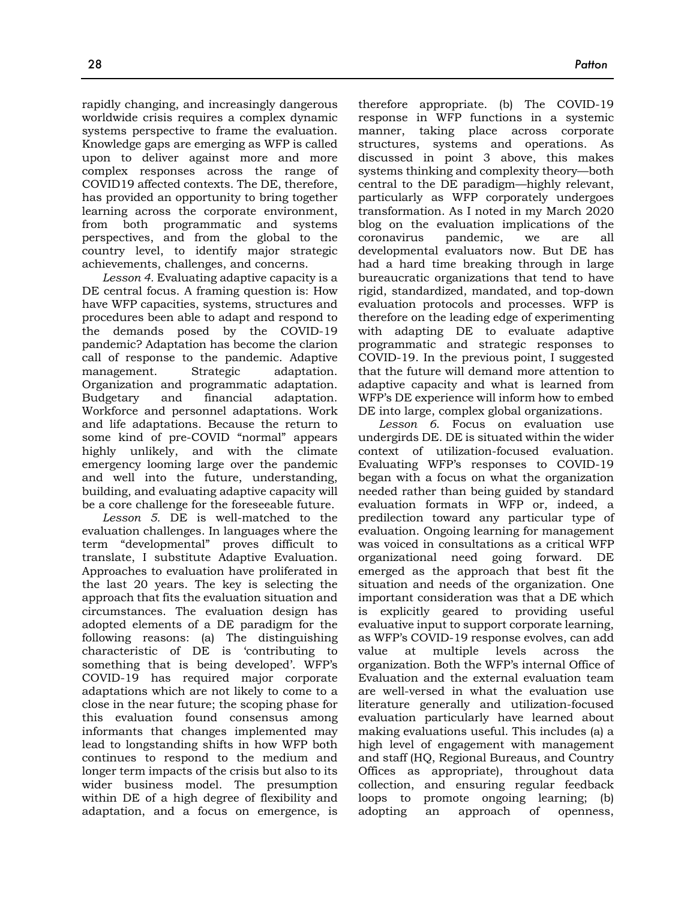rapidly changing, and increasingly dangerous worldwide crisis requires a complex dynamic systems perspective to frame the evaluation. Knowledge gaps are emerging as WFP is called upon to deliver against more and more complex responses across the range of COVID19 affected contexts. The DE, therefore, has provided an opportunity to bring together learning across the corporate environment, from both programmatic and systems perspectives, and from the global to the country level, to identify major strategic achievements, challenges, and concerns.

*Lesson 4.* Evaluating adaptive capacity is a DE central focus. A framing question is: How have WFP capacities, systems, structures and procedures been able to adapt and respond to the demands posed by the COVID-19 pandemic? Adaptation has become the clarion call of response to the pandemic. Adaptive management. Strategic adaptation. Organization and programmatic adaptation. Budgetary and financial adaptation. Workforce and personnel adaptations. Work and life adaptations. Because the return to some kind of pre-COVID "normal" appears highly unlikely, and with the climate emergency looming large over the pandemic and well into the future, understanding, building, and evaluating adaptive capacity will be a core challenge for the foreseeable future.

*Lesson 5.* DE is well-matched to the evaluation challenges. In languages where the term "developmental" proves difficult to translate, I substitute Adaptive Evaluation. Approaches to evaluation have proliferated in the last 20 years. The key is selecting the approach that fits the evaluation situation and circumstances. The evaluation design has adopted elements of a DE paradigm for the following reasons: (a) The distinguishing characteristic of DE is 'contributing to something that is being developed'. WFP's COVID-19 has required major corporate adaptations which are not likely to come to a close in the near future; the scoping phase for this evaluation found consensus among informants that changes implemented may lead to longstanding shifts in how WFP both continues to respond to the medium and longer term impacts of the crisis but also to its wider business model. The presumption within DE of a high degree of flexibility and adaptation, and a focus on emergence, is therefore appropriate. (b) The COVID-19 response in WFP functions in a systemic manner, taking place across corporate structures, systems and operations. As discussed in point 3 above, this makes systems thinking and complexity theory—both central to the DE paradigm—highly relevant, particularly as WFP corporately undergoes transformation. As I noted in my March 2020 blog on the evaluation implications of the coronavirus pandemic, we are all developmental evaluators now. But DE has had a hard time breaking through in large bureaucratic organizations that tend to have rigid, standardized, mandated, and top-down evaluation protocols and processes. WFP is therefore on the leading edge of experimenting with adapting DE to evaluate adaptive programmatic and strategic responses to COVID-19. In the previous point, I suggested that the future will demand more attention to adaptive capacity and what is learned from WFP's DE experience will inform how to embed DE into large, complex global organizations.

*Lesson 6.* Focus on evaluation use undergirds DE. DE is situated within the wider context of utilization-focused evaluation. Evaluating WFP's responses to COVID-19 began with a focus on what the organization needed rather than being guided by standard evaluation formats in WFP or, indeed, a predilection toward any particular type of evaluation. Ongoing learning for management was voiced in consultations as a critical WFP organizational need going forward. DE emerged as the approach that best fit the situation and needs of the organization. One important consideration was that a DE which is explicitly geared to providing useful evaluative input to support corporate learning, as WFP's COVID-19 response evolves, can add value at multiple levels across the organization. Both the WFP's internal Office of Evaluation and the external evaluation team are well-versed in what the evaluation use literature generally and utilization-focused evaluation particularly have learned about making evaluations useful. This includes (a) a high level of engagement with management and staff (HQ, Regional Bureaus, and Country Offices as appropriate), throughout data collection, and ensuring regular feedback loops to promote ongoing learning; (b) adopting an approach of openness,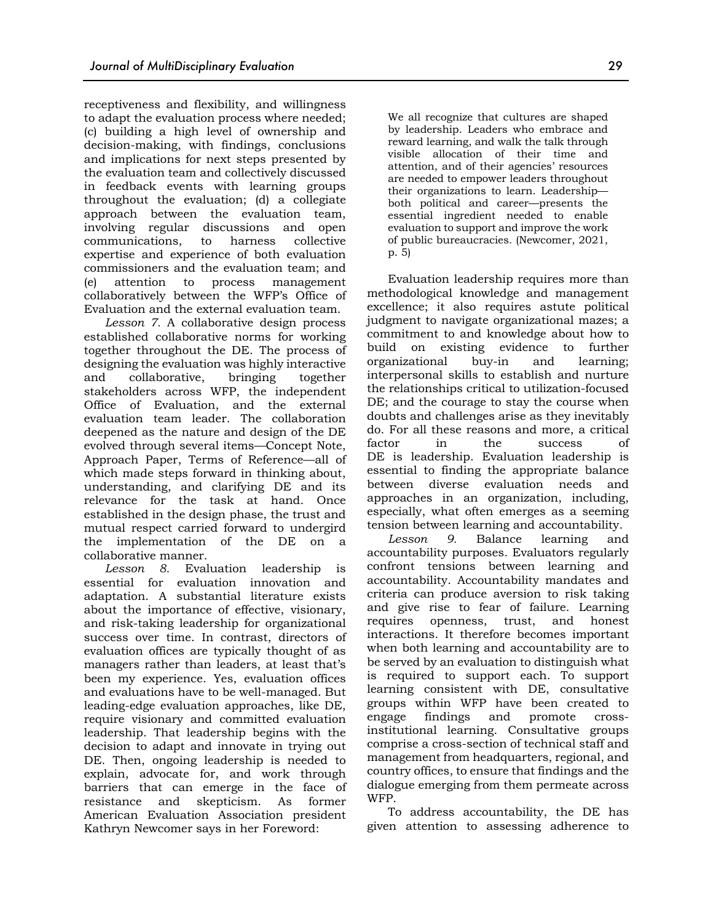receptiveness and flexibility, and willingness to adapt the evaluation process where needed; (c) building a high level of ownership and decision-making, with findings, conclusions and implications for next steps presented by the evaluation team and collectively discussed in feedback events with learning groups throughout the evaluation; (d) a collegiate approach between the evaluation team, involving regular discussions and open communications, to harness collective expertise and experience of both evaluation commissioners and the evaluation team; and (e) attention to process management collaboratively between the WFP's Office of Evaluation and the external evaluation team.

*Lesson 7.* A collaborative design process established collaborative norms for working together throughout the DE. The process of designing the evaluation was highly interactive and collaborative, bringing together stakeholders across WFP, the independent Office of Evaluation, and the external evaluation team leader. The collaboration deepened as the nature and design of the DE evolved through several items—Concept Note, Approach Paper, Terms of Reference—all of which made steps forward in thinking about, understanding, and clarifying DE and its relevance for the task at hand. Once established in the design phase, the trust and mutual respect carried forward to undergird the implementation of the DE on a collaborative manner.

*Lesson 8.* Evaluation leadership is essential for evaluation innovation and adaptation. A substantial literature exists about the importance of effective, visionary, and risk-taking leadership for organizational success over time. In contrast, directors of evaluation offices are typically thought of as managers rather than leaders, at least that's been my experience. Yes, evaluation offices and evaluations have to be well-managed. But leading-edge evaluation approaches, like DE, require visionary and committed evaluation leadership. That leadership begins with the decision to adapt and innovate in trying out DE. Then, ongoing leadership is needed to explain, advocate for, and work through barriers that can emerge in the face of resistance and skepticism. As former American Evaluation Association president Kathryn Newcomer says in her Foreword:

> We all recognize that cultures are shaped by leadership. Leaders who embrace and reward learning, and walk the talk through visible allocation of their time and attention, and of their agencies' resources are needed to empower leaders throughout their organizations to learn. Leadership—both political and career—presents the essential ingredient needed to enable evaluation to support and improve the work of public bureaucracies. (Newcomer, 2021, p. 5)

Evaluation leadership requires more than methodological knowledge and management excellence; it also requires astute political judgment to navigate organizational mazes; a commitment to and knowledge about how to build on existing evidence to further organizational buy-in and learning; interpersonal skills to establish and nurture the relationships critical to utilization-focused DE; and the courage to stay the course when doubts and challenges arise as they inevitably do. For all these reasons and more, a critical factor in the success of DE is leadership. Evaluation leadership is essential to finding the appropriate balance between diverse evaluation needs and approaches in an organization, including, especially, what often emerges as a seeming tension between learning and accountability.

*Lesson 9.* Balance learning and accountability purposes. Evaluators regularly confront tensions between learning and accountability. Accountability mandates and criteria can produce aversion to risk taking and give rise to fear of failure. Learning requires openness, trust, and honest interactions. It therefore becomes important when both learning and accountability are to be served by an evaluation to distinguish what is required to support each. To support learning consistent with DE, consultative groups within WFP have been created to engage findings and promote cross-institutional learning. Consultative groups comprise a cross-section of technical staff and management from headquarters, regional, and country offices, to ensure that findings and the dialogue emerging from them permeate across WFP.

To address accountability, the DE has given attention to assessing adherence to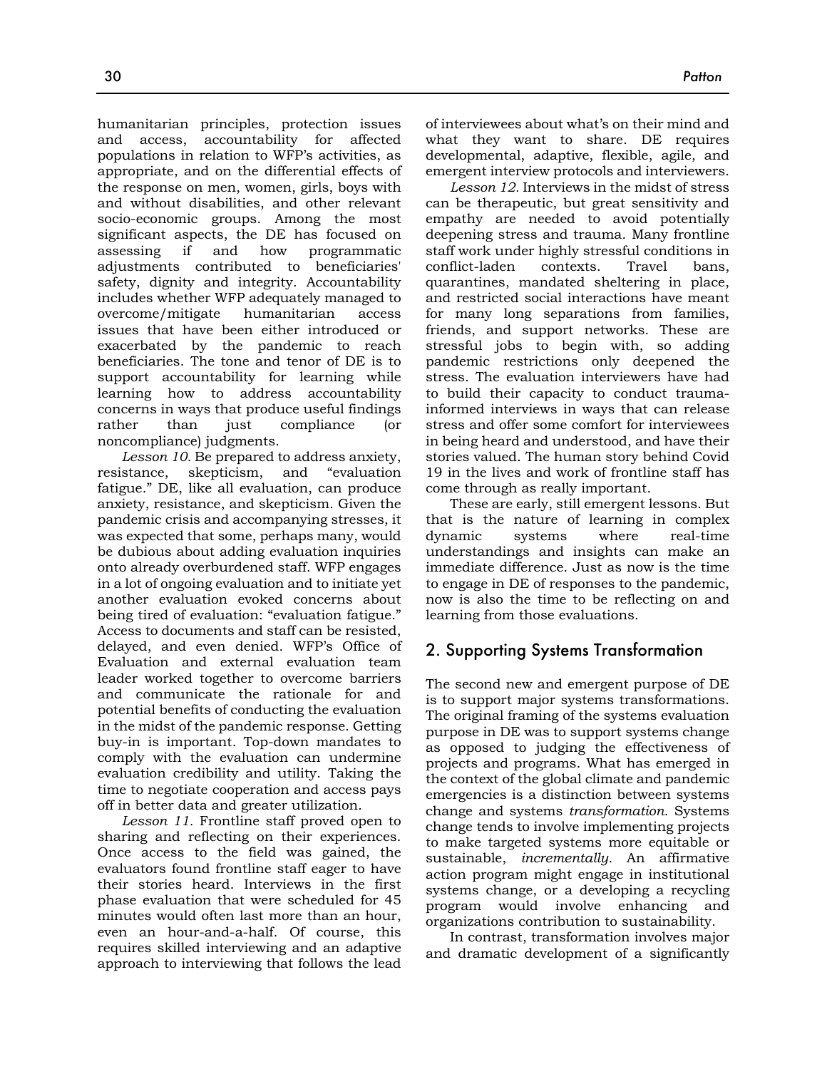humanitarian principles, protection issues and access, accountability for affected populations in relation to WFP's activities, as appropriate, and on the differential effects of the response on men, women, girls, boys with and without disabilities, and other relevant socio-economic groups. Among the most significant aspects, the DE has focused on assessing if and how programmatic adjustments contributed to beneficiaries' safety, dignity and integrity. Accountability includes whether WFP adequately managed to overcome/mitigate humanitarian access issues that have been either introduced or exacerbated by the pandemic to reach beneficiaries. The tone and tenor of DE is to support accountability for learning while learning how to address accountability concerns in ways that produce useful findings rather than just compliance (or noncompliance) judgments.

*Lesson 10.* Be prepared to address anxiety, resistance, skepticism, and "evaluation fatigue." DE, like all evaluation, can produce anxiety, resistance, and skepticism. Given the pandemic crisis and accompanying stresses, it was expected that some, perhaps many, would be dubious about adding evaluation inquiries onto already overburdened staff. WFP engages in a lot of ongoing evaluation and to initiate yet another evaluation evoked concerns about being tired of evaluation: "evaluation fatigue." Access to documents and staff can be resisted, delayed, and even denied. WFP's Office of Evaluation and external evaluation team leader worked together to overcome barriers and communicate the rationale for and potential benefits of conducting the evaluation in the midst of the pandemic response. Getting buy-in is important. Top-down mandates to comply with the evaluation can undermine evaluation credibility and utility. Taking the time to negotiate cooperation and access pays off in better data and greater utilization.

*Lesson 11.* Frontline staff proved open to sharing and reflecting on their experiences. Once access to the field was gained, the evaluators found frontline staff eager to have their stories heard. Interviews in the first phase evaluation that were scheduled for 45 minutes would often last more than an hour, even an hour-and-a-half. Of course, this requires skilled interviewing and an adaptive approach to interviewing that follows the lead of interviewees about what's on their mind and what they want to share. DE requires developmental, adaptive, flexible, agile, and emergent interview protocols and interviewers.

*Lesson 12.* Interviews in the midst of stress can be therapeutic, but great sensitivity and empathy are needed to avoid potentially deepening stress and trauma. Many frontline staff work under highly stressful conditions in conflict-laden contexts. Travel bans, quarantines, mandated sheltering in place, and restricted social interactions have meant for many long separations from families, friends, and support networks. These are stressful jobs to begin with, so adding pandemic restrictions only deepened the stress. The evaluation interviewers have had to build their capacity to conduct trauma-informed interviews in ways that can release stress and offer some comfort for interviewees in being heard and understood, and have their stories valued. The human story behind Covid 19 in the lives and work of frontline staff has come through as really important.

These are early, still emergent lessons. But that is the nature of learning in complex dynamic systems where real-time understandings and insights can make an immediate difference. Just as now is the time to engage in DE of responses to the pandemic, now is also the time to be reflecting on and learning from those evaluations.

## 2. Supporting Systems Transformation

The second new and emergent purpose of DE is to support major systems transformations. The original framing of the systems evaluation purpose in DE was to support systems change as opposed to judging the effectiveness of projects and programs. What has emerged in the context of the global climate and pandemic emergencies is a distinction between systems change and systems *transformation.* Systems change tends to involve implementing projects to make targeted systems more equitable or sustainable, *incrementally.* An affirmative action program might engage in institutional systems change, or a developing a recycling program would involve enhancing and organizations contribution to sustainability.

In contrast, transformation involves major and dramatic development of a significantly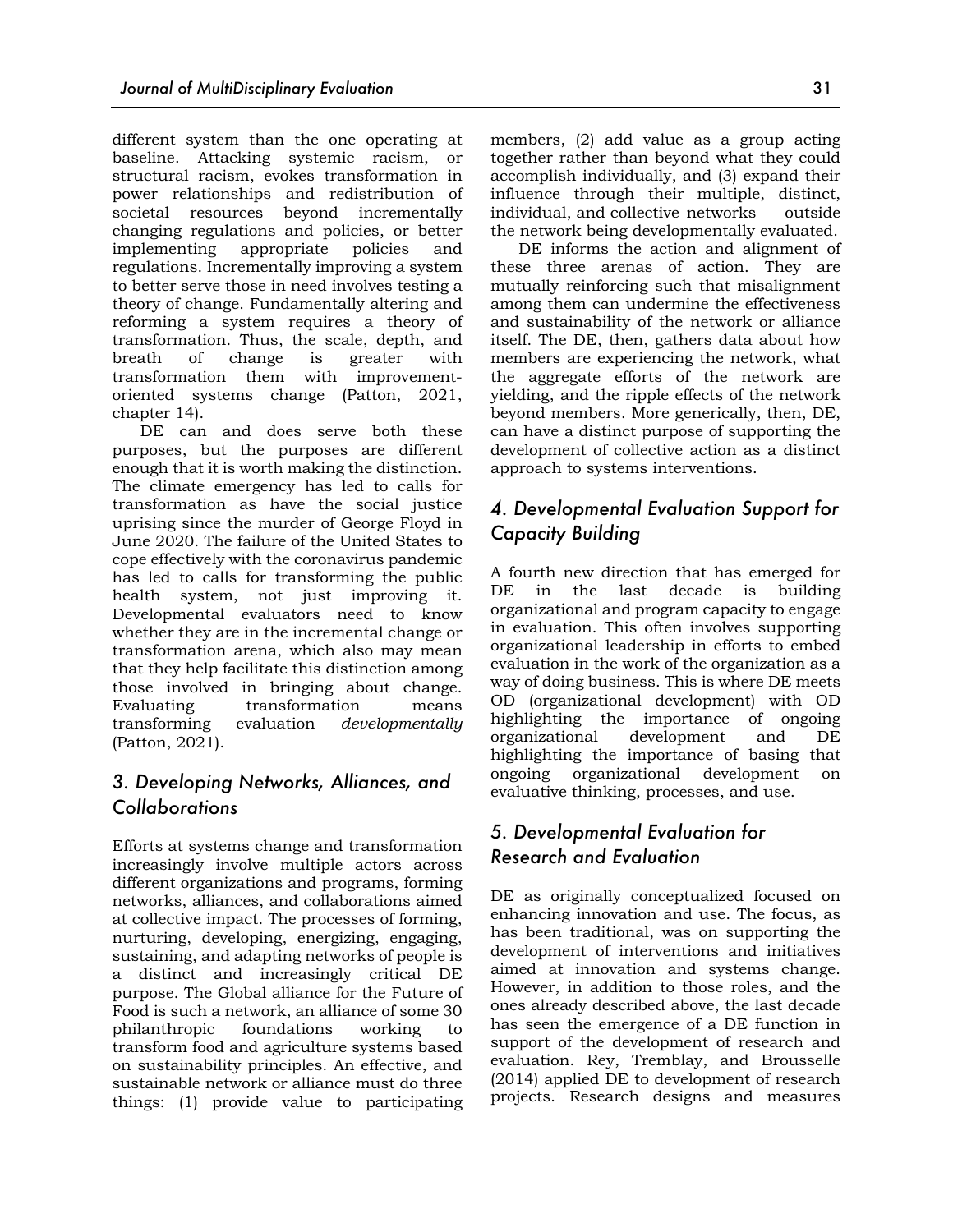different system than the one operating at baseline. Attacking systemic racism, or structural racism, evokes transformation in power relationships and redistribution of societal resources beyond incrementally changing regulations and policies, or better implementing appropriate policies and regulations. Incrementally improving a system to better serve those in need involves testing a theory of change. Fundamentally altering and reforming a system requires a theory of transformation. Thus, the scale, depth, and breath of change is greater with transformation them with improvement-oriented systems change (Patton, 2021, chapter 14).

DE can and does serve both these purposes, but the purposes are different enough that it is worth making the distinction. The climate emergency has led to calls for transformation as have the social justice uprising since the murder of George Floyd in June 2020. The failure of the United States to cope effectively with the coronavirus pandemic has led to calls for transforming the public health system, not just improving it. Developmental evaluators need to know whether they are in the incremental change or transformation arena, which also may mean that they help facilitate this distinction among those involved in bringing about change. Evaluating transformation means transforming evaluation *developmentally* (Patton, 2021).

## 3. Developing Networks, Alliances, and Collaborations

Efforts at systems change and transformation increasingly involve multiple actors across different organizations and programs, forming networks, alliances, and collaborations aimed at collective impact. The processes of forming, nurturing, developing, energizing, engaging, sustaining, and adapting networks of people is a distinct and increasingly critical DE purpose. The Global alliance for the Future of Food is such a network, an alliance of some 30 philanthropic foundations working to transform food and agriculture systems based on sustainability principles. An effective, and sustainable network or alliance must do three things: (1) provide value to participating members, (2) add value as a group acting together rather than beyond what they could accomplish individually, and (3) expand their influence through their multiple, distinct, individual, and collective networks outside the network being developmentally evaluated.

DE informs the action and alignment of these three arenas of action. They are mutually reinforcing such that misalignment among them can undermine the effectiveness and sustainability of the network or alliance itself. The DE, then, gathers data about how members are experiencing the network, what the aggregate efforts of the network are yielding, and the ripple effects of the network beyond members. More generically, then, DE, can have a distinct purpose of supporting the development of collective action as a distinct approach to systems interventions.

## 4. Developmental Evaluation Support for Capacity Building

A fourth new direction that has emerged for DE in the last decade is building organizational and program capacity to engage in evaluation. This often involves supporting organizational leadership in efforts to embed evaluation in the work of the organization as a way of doing business. This is where DE meets OD (organizational development) with OD highlighting the importance of ongoing organizational development and DE highlighting the importance of basing that ongoing organizational development on evaluative thinking, processes, and use.

## 5. Developmental Evaluation for Research and Evaluation

DE as originally conceptualized focused on enhancing innovation and use. The focus, as has been traditional, was on supporting the development of interventions and initiatives aimed at innovation and systems change. However, in addition to those roles, and the ones already described above, the last decade has seen the emergence of a DE function in support of the development of research and evaluation. Rey, Tremblay, and Brousselle (2014) applied DE to development of research projects. Research designs and measures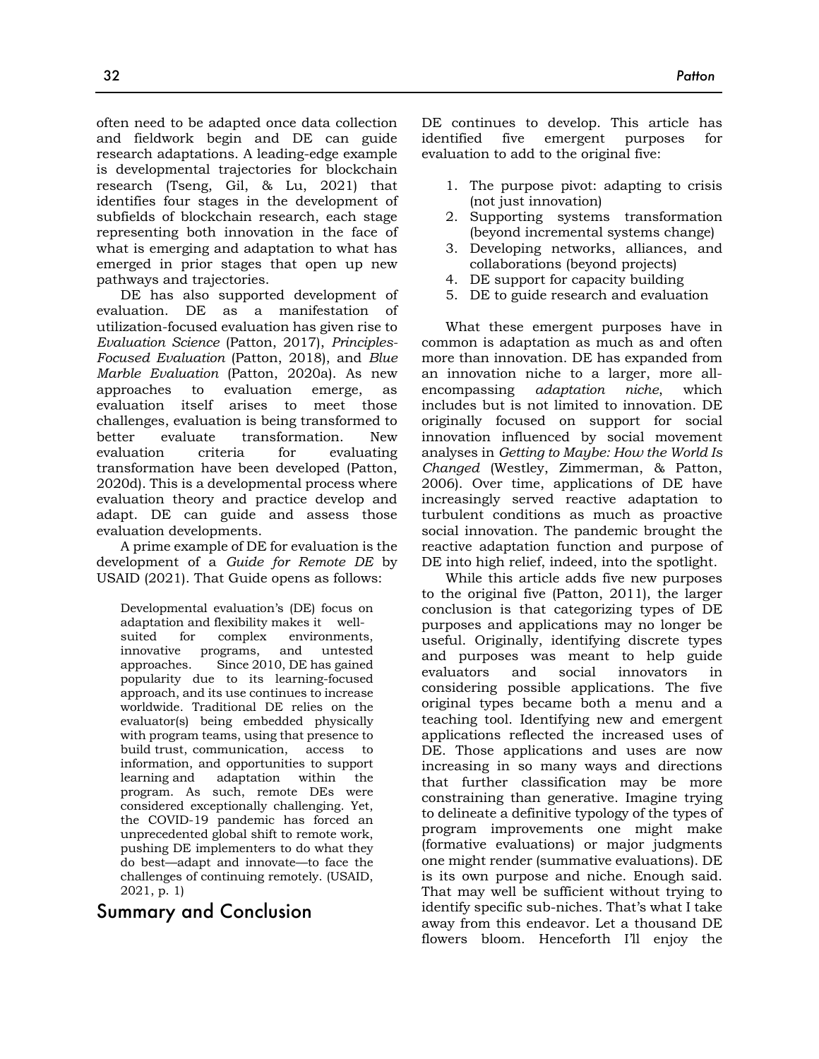often need to be adapted once data collection and fieldwork begin and DE can guide research adaptations. A leading-edge example is developmental trajectories for blockchain research (Tseng, Gil, & Lu, 2021) that identifies four stages in the development of subfields of blockchain research, each stage representing both innovation in the face of what is emerging and adaptation to what has emerged in prior stages that open up new pathways and trajectories.

DE has also supported development of evaluation. DE as a manifestation of utilization-focused evaluation has given rise to *Evaluation Science* (Patton, 2017), *Principles-Focused Evaluation* (Patton, 2018), and *Blue Marble Evaluation* (Patton, 2020a). As new approaches to evaluation emerge, as evaluation itself arises to meet those challenges, evaluation is being transformed to better evaluate transformation. New evaluation criteria for evaluating transformation have been developed (Patton, 2020d). This is a developmental process where evaluation theory and practice develop and adapt. DE can guide and assess those evaluation developments.

A prime example of DE for evaluation is the development of a *Guide for Remote DE* by USAID (2021). That Guide opens as follows:

> Developmental evaluation's (DE) focus on adaptation and flexibility makes it well-suited for complex environments, innovative programs, and untested approaches. Since 2010, DE has gained popularity due to its learning-focused approach, and its use continues to increase worldwide. Traditional DE relies on the evaluator(s) being embedded physically with program teams, using that presence to build trust, communication, access to information, and opportunities to support learning and adaptation within the program. As such, remote DEs were considered exceptionally challenging. Yet, the COVID-19 pandemic has forced an unprecedented global shift to remote work, pushing DE implementers to do what they do best—adapt and innovate—to face the challenges of continuing remotely. (USAID, 2021, p. 1)

## Summary and Conclusion

DE continues to develop. This article has identified five emergent purposes for evaluation to add to the original five:

1. The purpose pivot: adapting to crisis (not just innovation)
2. Supporting systems transformation (beyond incremental systems change)
3. Developing networks, alliances, and collaborations (beyond projects)
4. DE support for capacity building
5. DE to guide research and evaluation

What these emergent purposes have in common is adaptation as much as and often more than innovation. DE has expanded from an innovation niche to a larger, more all-encompassing *adaptation niche,* which includes but is not limited to innovation. DE originally focused on support for social innovation influenced by social movement analyses in *Getting to Maybe: How the World Is Changed* (Westley, Zimmerman, & Patton, 2006). Over time, applications of DE have increasingly served reactive adaptation to turbulent conditions as much as proactive social innovation. The pandemic brought the reactive adaptation function and purpose of DE into high relief, indeed, into the spotlight.

While this article adds five new purposes to the original five (Patton, 2011), the larger conclusion is that categorizing types of DE purposes and applications may no longer be useful. Originally, identifying discrete types and purposes was meant to help guide evaluators and social innovators in considering possible applications. The five original types became both a menu and a teaching tool. Identifying new and emergent applications reflected the increased uses of DE. Those applications and uses are now increasing in so many ways and directions that further classification may be more constraining than generative. Imagine trying to delineate a definitive typology of the types of program improvements one might make (formative evaluations) or major judgments one might render (summative evaluations). DE is its own purpose and niche. Enough said. That may well be sufficient without trying to identify specific sub-niches. That's what I take away from this endeavor. Let a thousand DE flowers bloom. Henceforth I'll enjoy the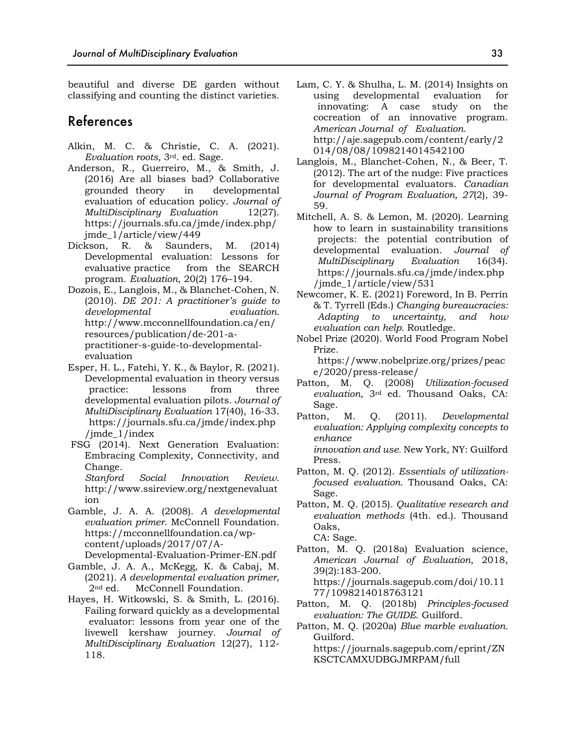beautiful and diverse DE garden without classifying and counting the distinct varieties.

## References

Alkin, M. C. & Christie, C. A. (2021). *Evaluation roots,* 3rd. ed. Sage.

Anderson, R., Guerreiro, M., & Smith, J. (2016) Are all biases bad? Collaborative grounded theory in developmental evaluation of education policy. *Journal of MultiDisciplinary Evaluation* 12(27). https://journals.sfu.ca/jmde/index.php/jmde_1/article/view/449

Dickson, R. & Saunders, M. (2014) Developmental evaluation: Lessons for evaluative practice from the SEARCH program. *Evaluation*, 20(2) 176–194.

Dozois, E., Langlois, M., & Blanchet-Cohen, N. (2010). *DE 201: A practitioner's guide to developmental evaluation.* http://www.mcconnellfoundation.ca/en/resources/publication/de-201-a-practitioner-s-guide-to-developmental-evaluation

Esper, H. L., Fatehi, Y. K., & Baylor, R. (2021). Developmental evaluation in theory versus practice: lessons from three developmental evaluation pilots. *Journal of MultiDisciplinary Evaluation* 17(40), 16-33. https://journals.sfu.ca/jmde/index.php/jmde_1/index

FSG (2014). Next Generation Evaluation: Embracing Complexity, Connectivity, and Change. *Stanford Social Innovation Review.* http://www.ssireview.org/nextgenevaluation

Gamble, J. A. A. (2008). *A developmental evaluation primer.* McConnell Foundation. https://mcconnellfoundation.ca/wp-content/uploads/2017/07/A-Developmental-Evaluation-Primer-EN.pdf

Gamble, J. A. A., McKegg, K. & Cabaj, M. (2021). *A developmental evaluation primer,* 2nd ed. McConnell Foundation.

Hayes, H. Witkowski, S. & Smith, L. (2016). Failing forward quickly as a developmental evaluator: lessons from year one of the livewell kershaw journey. *Journal of MultiDisciplinary Evaluation* 12(27), 112-118.

Lam, C. Y. & Shulha, L. M. (2014) Insights on using developmental evaluation for innovating: A case study on the cocreation of an innovative program. *American Journal of Evaluation.* http://aje.sagepub.com/content/early/2014/08/08/1098214014542100

Langlois, M., Blanchet-Cohen, N., & Beer, T. (2012). The art of the nudge: Five practices for developmental evaluators. *Canadian Journal of Program Evaluation, 27*(2), 39-59.

Mitchell, A. S. & Lemon, M. (2020). Learning how to learn in sustainability transitions projects: the potential contribution of developmental evaluation. *Journal of MultiDisciplinary Evaluation* 16(34). https://journals.sfu.ca/jmde/index.php/jmde_1/article/view/531

Newcomer, K. E. (2021) Foreword, In B. Perrin & T. Tyrrell (Eds.) *Changing bureaucracies: Adapting to uncertainty, and how evaluation can help.* Routledge.

Nobel Prize (2020). World Food Program Nobel Prize. https://www.nobelprize.org/prizes/peace/2020/press-release/

Patton, M. Q. (2008) *Utilization-focused evaluation*, 3rd ed. Thousand Oaks, CA: Sage.

Patton, M. Q. (2011). *Developmental evaluation: Applying complexity concepts to enhance innovation and use.* New York, NY: Guilford Press.

Patton, M. Q. (2012). *Essentials of utilization-focused evaluation.* Thousand Oaks, CA: Sage.

Patton, M. Q. (2015). *Qualitative research and evaluation methods* (4th. ed.). Thousand Oaks, CA: Sage.

Patton, M. Q. (2018a) Evaluation science, *American Journal of Evaluation*, 2018, 39(2):183-200. https://journals.sagepub.com/doi/10.1177/1098214018763121

Patton, M. Q. (2018b) *Principles-focused evaluation: The GUIDE.* Guilford.

Patton, M. Q. (2020a) *Blue marble evaluation.* Guilford. https://journals.sagepub.com/eprint/ZNKSCTCAMXUDBGJMRPAM/full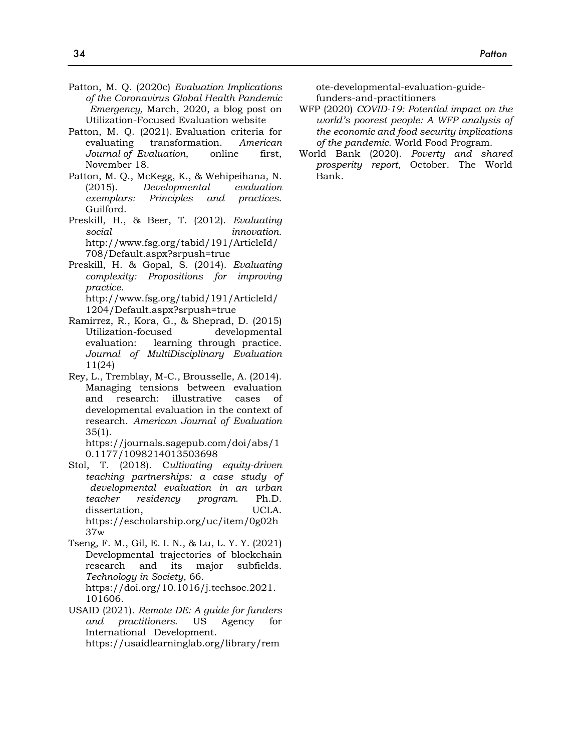Patton, M. Q. (2020c) *Evaluation Implications of the Coronavirus Global Health Pandemic Emergency,* March, 2020, a blog post on Utilization-Focused Evaluation website

Patton, M. Q. (2021). Evaluation criteria for evaluating transformation. *American Journal of Evaluation*, online first, November 18.

Patton, M. Q., McKegg, K., & Wehipeihana, N. (2015). *Developmental evaluation exemplars: Principles and practices.* Guilford.

Preskill, H., & Beer, T. (2012). *Evaluating social innovation.* http://www.fsg.org/tabid/191/ArticleId/708/Default.aspx?srpush=true

Preskill, H. & Gopal, S. (2014). *Evaluating complexity: Propositions for improving practice.* http://www.fsg.org/tabid/191/ArticleId/1204/Default.aspx?srpush=true

Ramirrez, R., Kora, G., & Sheprad, D. (2015) Utilization-focused developmental evaluation: learning through practice. *Journal of MultiDisciplinary Evaluation* 11(24)

Rey, L., Tremblay, M-C., Brousselle, A. (2014). Managing tensions between evaluation and research: illustrative cases of developmental evaluation in the context of research. *American Journal of Evaluation* 35(1). https://journals.sagepub.com/doi/abs/10.1177/1098214013503698

Stol, T. (2018). C*ultivating equity-driven teaching partnerships: a case study of developmental evaluation in an urban teacher residency program*. Ph.D. dissertation, UCLA. https://escholarship.org/uc/item/0g02h37w

Tseng, F. M., Gil, E. I. N., & Lu, L. Y. Y. (2021) Developmental trajectories of blockchain research and its major subfields. *Technology in Society*, 66. https://doi.org/10.1016/j.techsoc.2021.101606.

USAID (2021). *Remote DE: A guide for funders and practitioners.* US Agency for International Development. https://usaidlearninglab.org/library/remote-developmental-evaluation-guide-funders-and-practitioners

WFP (2020) *COVID-19: Potential impact on the world's poorest people: A WFP analysis of the economic and food security implications of the pandemic*. World Food Program.

World Bank (2020). *Poverty and shared prosperity report,* October. The World Bank.